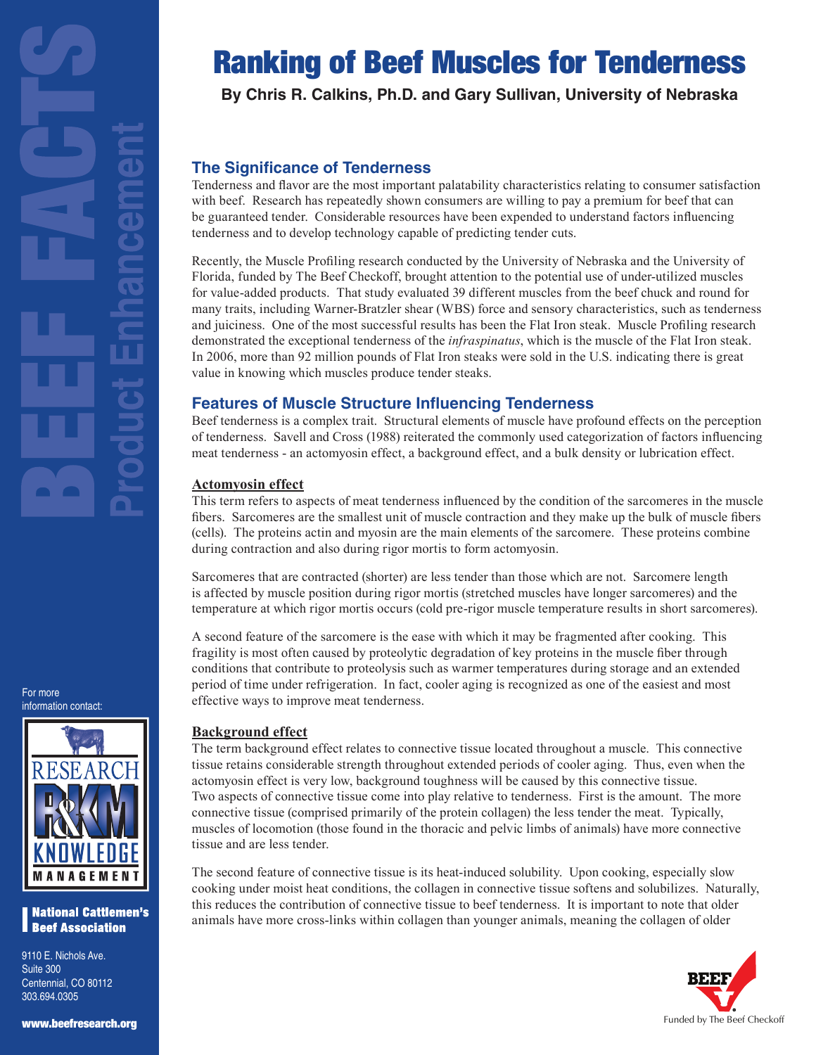# Ranking of Beef Muscles for Tenderness

**By Chris R. Calkins, Ph.D. and Gary Sullivan, University of Nebraska**

BEEF FACTS
Product Enhancement

## The Significance of Tenderness

Tenderness and flavor are the most important palatability characteristics relating to consumer satisfaction with beef. Research has repeatedly shown consumers are willing to pay a premium for beef that can be guaranteed tender. Considerable resources have been expended to understand factors influencing tenderness and to develop technology capable of predicting tender cuts.

Recently, the Muscle Profiling research conducted by the University of Nebraska and the University of Florida, funded by The Beef Checkoff, brought attention to the potential use of under-utilized muscles for value-added products. That study evaluated 39 different muscles from the beef chuck and round for many traits, including Warner-Bratzler shear (WBS) force and sensory characteristics, such as tenderness and juiciness. One of the most successful results has been the Flat Iron steak. Muscle Profiling research demonstrated the exceptional tenderness of the *infraspinatus*, which is the muscle of the Flat Iron steak. In 2006, more than 92 million pounds of Flat Iron steaks were sold in the U.S. indicating there is great value in knowing which muscles produce tender steaks.

## Features of Muscle Structure Influencing Tenderness

Beef tenderness is a complex trait. Structural elements of muscle have profound effects on the perception of tenderness. Savell and Cross (1988) reiterated the commonly used categorization of factors influencing meat tenderness - an actomyosin effect, a background effect, and a bulk density or lubrication effect.

### Actomyosin effect

This term refers to aspects of meat tenderness influenced by the condition of the sarcomeres in the muscle fibers. Sarcomeres are the smallest unit of muscle contraction and they make up the bulk of muscle fibers (cells). The proteins actin and myosin are the main elements of the sarcomere. These proteins combine during contraction and also during rigor mortis to form actomyosin.

Sarcomeres that are contracted (shorter) are less tender than those which are not. Sarcomere length is affected by muscle position during rigor mortis (stretched muscles have longer sarcomeres) and the temperature at which rigor mortis occurs (cold pre-rigor muscle temperature results in short sarcomeres).

A second feature of the sarcomere is the ease with which it may be fragmented after cooking. This fragility is most often caused by proteolytic degradation of key proteins in the muscle fiber through conditions that contribute to proteolysis such as warmer temperatures during storage and an extended period of time under refrigeration. In fact, cooler aging is recognized as one of the easiest and most effective ways to improve meat tenderness.

### Background effect

The term background effect relates to connective tissue located throughout a muscle. This connective tissue retains considerable strength throughout extended periods of cooler aging. Thus, even when the actomyosin effect is very low, background toughness will be caused by this connective tissue. Two aspects of connective tissue come into play relative to tenderness. First is the amount. The more connective tissue (comprised primarily of the protein collagen) the less tender the meat. Typically, muscles of locomotion (those found in the thoracic and pelvic limbs of animals) have more connective tissue and are less tender.

The second feature of connective tissue is its heat-induced solubility. Upon cooking, especially slow cooking under moist heat conditions, the collagen in connective tissue softens and solubilizes. Naturally, this reduces the contribution of connective tissue to beef tenderness. It is important to note that older animals have more cross-links within collagen than younger animals, meaning the collagen of older

For more information contact:

RESEARCH R&KM KNOWLEDGE MANAGEMENT

National Cattlemen's Beef Association

9110 E. Nichols Ave.
Suite 300
Centennial, CO 80112
303.694.0305

www.beefresearch.org

BEEF Funded by The Beef Checkoff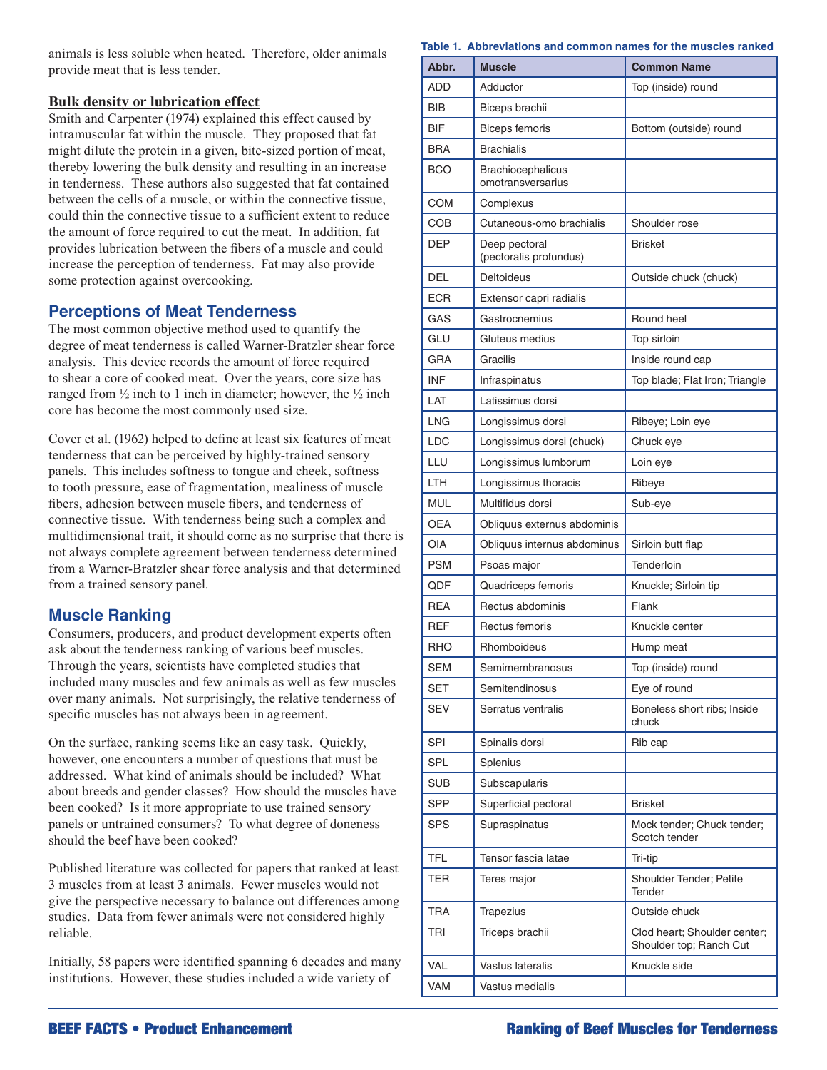animals is less soluble when heated. Therefore, older animals provide meat that is less tender.

**Bulk density or lubrication effect**

Smith and Carpenter (1974) explained this effect caused by intramuscular fat within the muscle. They proposed that fat might dilute the protein in a given, bite-sized portion of meat, thereby lowering the bulk density and resulting in an increase in tenderness. These authors also suggested that fat contained between the cells of a muscle, or within the connective tissue, could thin the connective tissue to a sufficient extent to reduce the amount of force required to cut the meat. In addition, fat provides lubrication between the fibers of a muscle and could increase the perception of tenderness. Fat may also provide some protection against overcooking.

## Perceptions of Meat Tenderness

The most common objective method used to quantify the degree of meat tenderness is called Warner-Bratzler shear force analysis. This device records the amount of force required to shear a core of cooked meat. Over the years, core size has ranged from ½ inch to 1 inch in diameter; however, the ½ inch core has become the most commonly used size.

Cover et al. (1962) helped to define at least six features of meat tenderness that can be perceived by highly-trained sensory panels. This includes softness to tongue and cheek, softness to tooth pressure, ease of fragmentation, mealiness of muscle fibers, adhesion between muscle fibers, and tenderness of connective tissue. With tenderness being such a complex and multidimensional trait, it should come as no surprise that there is not always complete agreement between tenderness determined from a Warner-Bratzler shear force analysis and that determined from a trained sensory panel.

## Muscle Ranking

Consumers, producers, and product development experts often ask about the tenderness ranking of various beef muscles. Through the years, scientists have completed studies that included many muscles and few animals as well as few muscles over many animals. Not surprisingly, the relative tenderness of specific muscles has not always been in agreement.

On the surface, ranking seems like an easy task. Quickly, however, one encounters a number of questions that must be addressed. What kind of animals should be included? What about breeds and gender classes? How should the muscles have been cooked? Is it more appropriate to use trained sensory panels or untrained consumers? To what degree of doneness should the beef have been cooked?

Published literature was collected for papers that ranked at least 3 muscles from at least 3 animals. Fewer muscles would not give the perspective necessary to balance out differences among studies. Data from fewer animals were not considered highly reliable.

Initially, 58 papers were identified spanning 6 decades and many institutions. However, these studies included a wide variety of

**Table 1. Abbreviations and common names for the muscles ranked**

| Abbr. | Muscle | Common Name |
|---|---|---|
| ADD | Adductor | Top (inside) round |
| BIB | Biceps brachii | |
| BIF | Biceps femoris | Bottom (outside) round |
| BRA | Brachialis | |
| BCO | Brachiocephalicus omotransversarius | |
| COM | Complexus | |
| COB | Cutaneous-omo brachialis | Shoulder rose |
| DEP | Deep pectoral (pectoralis profundus) | Brisket |
| DEL | Deltoideus | Outside chuck (chuck) |
| ECR | Extensor capri radialis | |
| GAS | Gastrocnemius | Round heel |
| GLU | Gluteus medius | Top sirloin |
| GRA | Gracilis | Inside round cap |
| INF | Infraspinatus | Top blade; Flat Iron; Triangle |
| LAT | Latissimus dorsi | |
| LNG | Longissimus dorsi | Ribeye; Loin eye |
| LDC | Longissimus dorsi (chuck) | Chuck eye |
| LLU | Longissimus lumborum | Loin eye |
| LTH | Longissimus thoracis | Ribeye |
| MUL | Multifidus dorsi | Sub-eye |
| OEA | Obliquus externus abdominis | |
| OIA | Obliquus internus abdominus | Sirloin butt flap |
| PSM | Psoas major | Tenderloin |
| QDF | Quadriceps femoris | Knuckle; Sirloin tip |
| REA | Rectus abdominis | Flank |
| REF | Rectus femoris | Knuckle center |
| RHO | Rhomboideus | Hump meat |
| SEM | Semimembranosus | Top (inside) round |
| SET | Semitendinosus | Eye of round |
| SEV | Serratus ventralis | Boneless short ribs; Inside chuck |
| SPI | Spinalis dorsi | Rib cap |
| SPL | Splenius | |
| SUB | Subscapularis | |
| SPP | Superficial pectoral | Brisket |
| SPS | Supraspinatus | Mock tender; Chuck tender; Scotch tender |
| TFL | Tensor fascia latae | Tri-tip |
| TER | Teres major | Shoulder Tender; Petite Tender |
| TRA | Trapezius | Outside chuck |
| TRI | Triceps brachii | Clod heart; Shoulder center; Shoulder top; Ranch Cut |
| VAL | Vastus lateralis | Knuckle side |
| VAM | Vastus medialis | |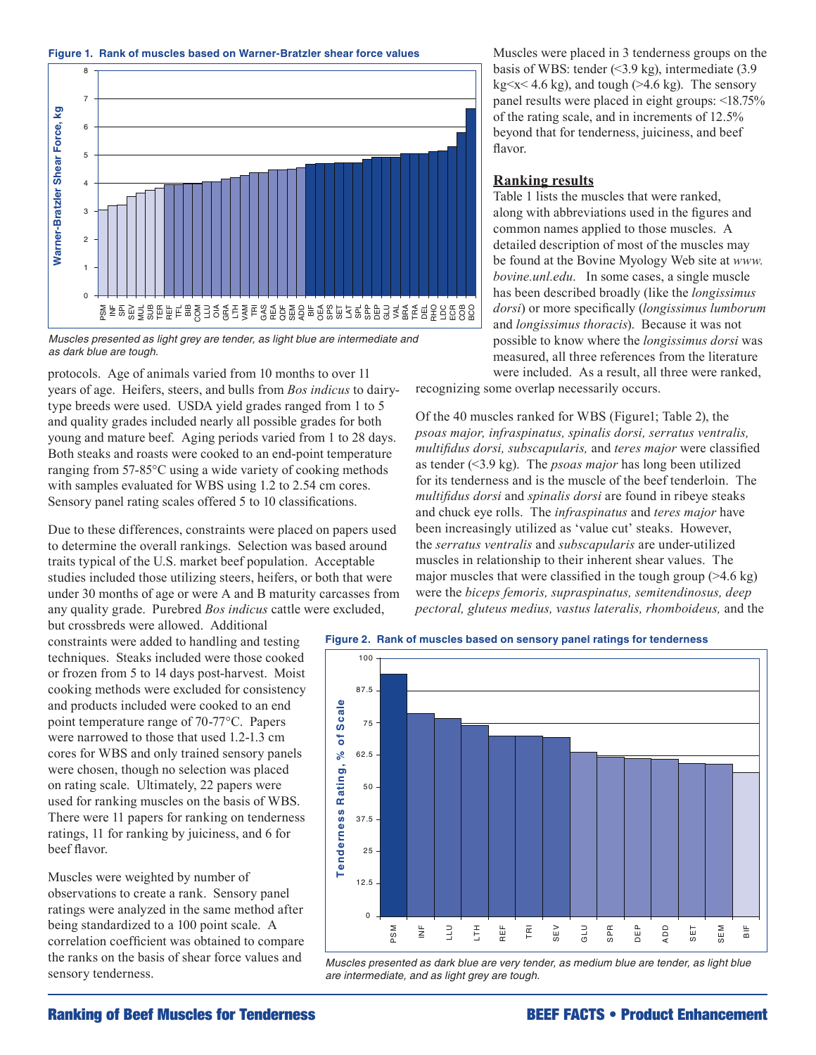**Figure 1. Rank of muscles based on Warner-Bratzler shear force values**

*Muscles presented as light grey are tender, as light blue are intermediate and as dark blue are tough.*

protocols. Age of animals varied from 10 months to over 11 years of age. Heifers, steers, and bulls from *Bos indicus* to dairy-type breeds were used. USDA yield grades ranged from 1 to 5 and quality grades included nearly all possible grades for both young and mature beef. Aging periods varied from 1 to 28 days. Both steaks and roasts were cooked to an end-point temperature ranging from 57-85°C using a wide variety of cooking methods with samples evaluated for WBS using 1.2 to 2.54 cm cores. Sensory panel rating scales offered 5 to 10 classifications.

Due to these differences, constraints were placed on papers used to determine the overall rankings. Selection was based around traits typical of the U.S. market beef population. Acceptable studies included those utilizing steers, heifers, or both that were under 30 months of age or were A and B maturity carcasses from any quality grade. Purebred *Bos indicus* cattle were excluded, but crossbreds were allowed. Additional constraints were added to handling and testing techniques. Steaks included were those cooked or frozen from 5 to 14 days post-harvest. Moist cooking methods were excluded for consistency and products included were cooked to an end point temperature range of 70-77°C. Papers were narrowed to those that used 1.2-1.3 cm cores for WBS and only trained sensory panels were chosen, though no selection was placed on rating scale. Ultimately, 22 papers were used for ranking muscles on the basis of WBS. There were 11 papers for ranking on tenderness ratings, 11 for ranking by juiciness, and 6 for beef flavor.

Muscles were weighted by number of observations to create a rank. Sensory panel ratings were analyzed in the same method after being standardized to a 100 point scale. A correlation coefficient was obtained to compare the ranks on the basis of shear force values and sensory tenderness.

Muscles were placed in 3 tenderness groups on the basis of WBS: tender (<3.9 kg), intermediate (3.9 kg<x< 4.6 kg), and tough (>4.6 kg). The sensory panel results were placed in eight groups: <18.75% of the rating scale, and in increments of 12.5% beyond that for tenderness, juiciness, and beef flavor.

## Ranking results

Table 1 lists the muscles that were ranked, along with abbreviations used in the figures and common names applied to those muscles. A detailed description of most of the muscles may be found at the Bovine Myology Web site at *www.bovine.unl.edu*. In some cases, a single muscle has been described broadly (like the *longissimus dorsi*) or more specifically (*longissimus lumborum* and *longissimus thoracis*). Because it was not possible to know where the *longissimus dorsi* was measured, all three references from the literature were included. As a result, all three were ranked, recognizing some overlap necessarily occurs.

Of the 40 muscles ranked for WBS (Figure1; Table 2), the *psoas major, infraspinatus, spinalis dorsi, serratus ventralis, multifidus dorsi, subscapularis,* and *teres major* were classified as tender (<3.9 kg). The *psoas major* has long been utilized for its tenderness and is the muscle of the beef tenderloin. The *multifidus dorsi* and *spinalis dorsi* are found in ribeye steaks and chuck eye rolls. The *infraspinatus* and *teres major* have been increasingly utilized as 'value cut' steaks. However, the *serratus ventralis* and *subscapularis* are under-utilized muscles in relationship to their inherent shear values. The major muscles that were classified in the tough group (>4.6 kg) were the *biceps femoris, supraspinatus, semitendinosus, deep pectoral, gluteus medius, vastus lateralis, rhomboideus,* and the

**Figure 2. Rank of muscles based on sensory panel ratings for tenderness**

*Muscles presented as dark blue are very tender, as medium blue are tender, as light blue are intermediate, and as light grey are tough.*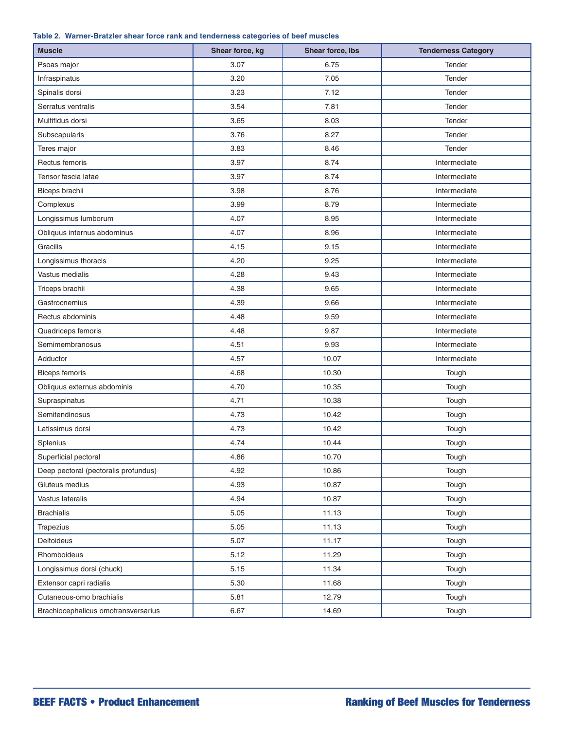**Table 2. Warner-Bratzler shear force rank and tenderness categories of beef muscles**

| Muscle | Shear force, kg | Shear force, lbs | Tenderness Category |
|---|---|---|---|
| Psoas major | 3.07 | 6.75 | Tender |
| Infraspinatus | 3.20 | 7.05 | Tender |
| Spinalis dorsi | 3.23 | 7.12 | Tender |
| Serratus ventralis | 3.54 | 7.81 | Tender |
| Multifidus dorsi | 3.65 | 8.03 | Tender |
| Subscapularis | 3.76 | 8.27 | Tender |
| Teres major | 3.83 | 8.46 | Tender |
| Rectus femoris | 3.97 | 8.74 | Intermediate |
| Tensor fascia latae | 3.97 | 8.74 | Intermediate |
| Biceps brachii | 3.98 | 8.76 | Intermediate |
| Complexus | 3.99 | 8.79 | Intermediate |
| Longissimus lumborum | 4.07 | 8.95 | Intermediate |
| Obliquus internus abdominus | 4.07 | 8.96 | Intermediate |
| Gracilis | 4.15 | 9.15 | Intermediate |
| Longissimus thoracis | 4.20 | 9.25 | Intermediate |
| Vastus medialis | 4.28 | 9.43 | Intermediate |
| Triceps brachii | 4.38 | 9.65 | Intermediate |
| Gastrocnemius | 4.39 | 9.66 | Intermediate |
| Rectus abdominis | 4.48 | 9.59 | Intermediate |
| Quadriceps femoris | 4.48 | 9.87 | Intermediate |
| Semimembranosus | 4.51 | 9.93 | Intermediate |
| Adductor | 4.57 | 10.07 | Intermediate |
| Biceps femoris | 4.68 | 10.30 | Tough |
| Obliquus externus abdominis | 4.70 | 10.35 | Tough |
| Supraspinatus | 4.71 | 10.38 | Tough |
| Semitendinosus | 4.73 | 10.42 | Tough |
| Latissimus dorsi | 4.73 | 10.42 | Tough |
| Splenius | 4.74 | 10.44 | Tough |
| Superficial pectoral | 4.86 | 10.70 | Tough |
| Deep pectoral (pectoralis profundus) | 4.92 | 10.86 | Tough |
| Gluteus medius | 4.93 | 10.87 | Tough |
| Vastus lateralis | 4.94 | 10.87 | Tough |
| Brachialis | 5.05 | 11.13 | Tough |
| Trapezius | 5.05 | 11.13 | Tough |
| Deltoideus | 5.07 | 11.17 | Tough |
| Rhomboideus | 5.12 | 11.29 | Tough |
| Longissimus dorsi (chuck) | 5.15 | 11.34 | Tough |
| Extensor capri radialis | 5.30 | 11.68 | Tough |
| Cutaneous-omo brachialis | 5.81 | 12.79 | Tough |
| Brachiocephalicus omotransversarius | 6.67 | 14.69 | Tough |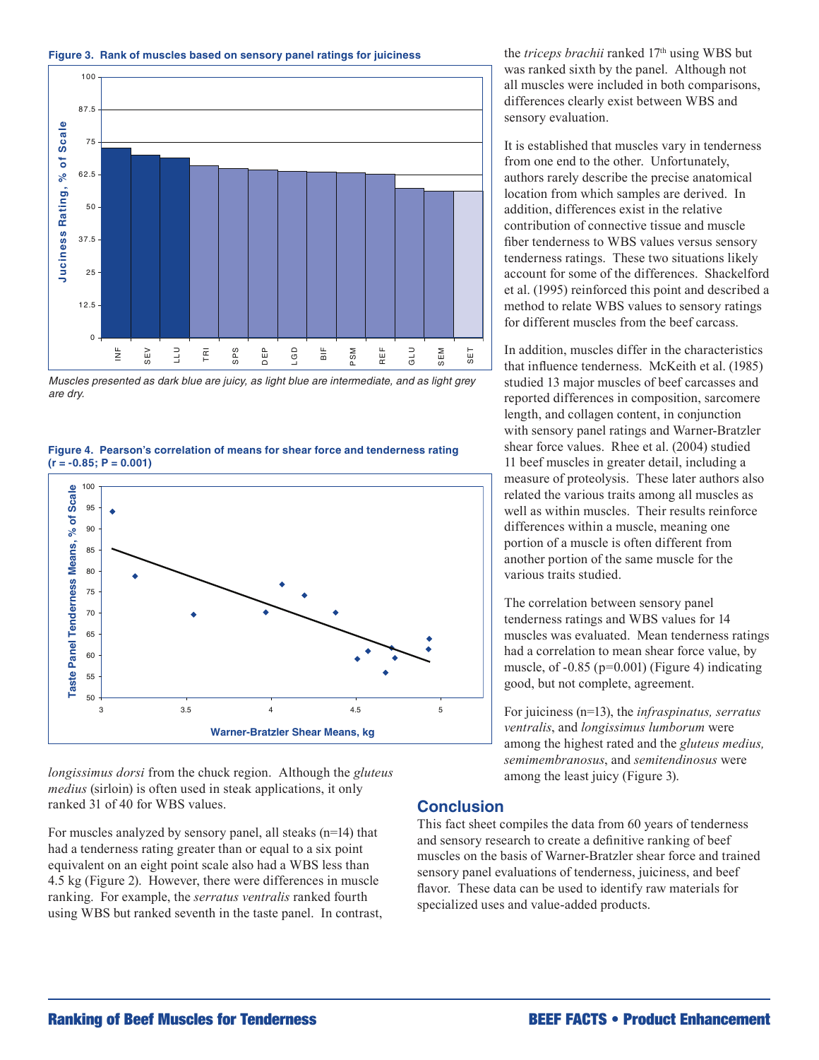**Figure 3. Rank of muscles based on sensory panel ratings for juiciness**

*Muscles presented as dark blue are juicy, as light blue are intermediate, and as light grey are dry.*

**Figure 4. Pearson's correlation of means for shear force and tenderness rating (r = -0.85; P = 0.001)**

*longissimus dorsi* from the chuck region. Although the *gluteus medius* (sirloin) is often used in steak applications, it only ranked 31 of 40 for WBS values.

For muscles analyzed by sensory panel, all steaks (n=14) that had a tenderness rating greater than or equal to a six point equivalent on an eight point scale also had a WBS less than 4.5 kg (Figure 2). However, there were differences in muscle ranking. For example, the *serratus ventralis* ranked fourth using WBS but ranked seventh in the taste panel. In contrast, the *triceps brachii* ranked 17th using WBS but was ranked sixth by the panel. Although not all muscles were included in both comparisons, differences clearly exist between WBS and sensory evaluation.

It is established that muscles vary in tenderness from one end to the other. Unfortunately, authors rarely describe the precise anatomical location from which samples are derived. In addition, differences exist in the relative contribution of connective tissue and muscle fiber tenderness to WBS values versus sensory tenderness ratings. These two situations likely account for some of the differences. Shackelford et al. (1995) reinforced this point and described a method to relate WBS values to sensory ratings for different muscles from the beef carcass.

In addition, muscles differ in the characteristics that influence tenderness. McKeith et al. (1985) studied 13 major muscles of beef carcasses and reported differences in composition, sarcomere length, and collagen content, in conjunction with sensory panel ratings and Warner-Bratzler shear force values. Rhee et al. (2004) studied 11 beef muscles in greater detail, including a measure of proteolysis. These later authors also related the various traits among all muscles as well as within muscles. Their results reinforce differences within a muscle, meaning one portion of a muscle is often different from another portion of the same muscle for the various traits studied.

The correlation between sensory panel tenderness ratings and WBS values for 14 muscles was evaluated. Mean tenderness ratings had a correlation to mean shear force value, by muscle, of -0.85 (p=0.001) (Figure 4) indicating good, but not complete, agreement.

For juiciness (n=13), the *infraspinatus, serratus ventralis*, and *longissimus lumborum* were among the highest rated and the *gluteus medius, semimembranosus*, and *semitendinosus* were among the least juicy (Figure 3).

## Conclusion

This fact sheet compiles the data from 60 years of tenderness and sensory research to create a definitive ranking of beef muscles on the basis of Warner-Bratzler shear force and trained sensory panel evaluations of tenderness, juiciness, and beef flavor. These data can be used to identify raw materials for specialized uses and value-added products.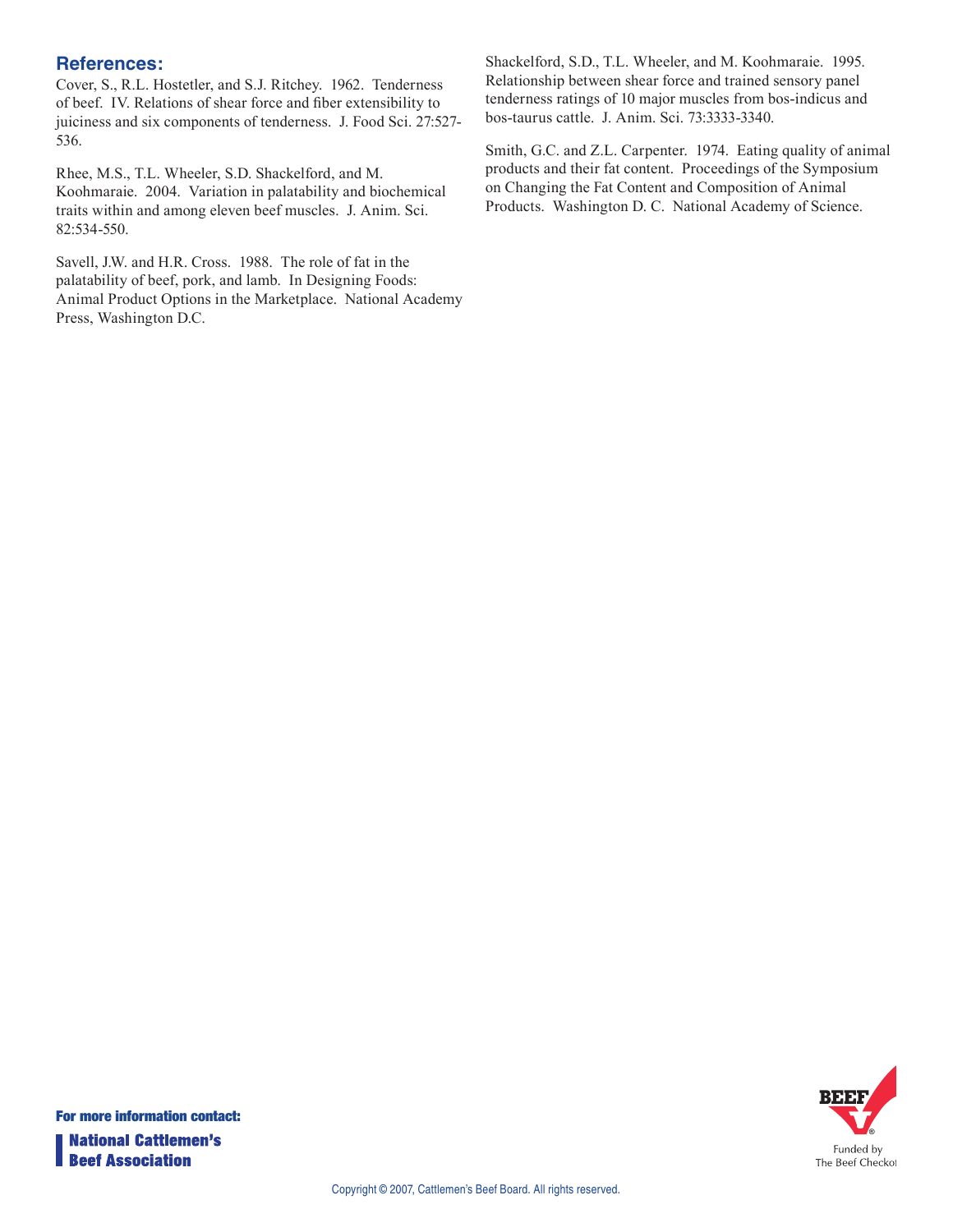## References:

Cover, S., R.L. Hostetler, and S.J. Ritchey. 1962. Tenderness of beef. IV. Relations of shear force and fiber extensibility to juiciness and six components of tenderness. J. Food Sci. 27:527-536.

Rhee, M.S., T.L. Wheeler, S.D. Shackelford, and M. Koohmaraie. 2004. Variation in palatability and biochemical traits within and among eleven beef muscles. J. Anim. Sci. 82:534-550.

Savell, J.W. and H.R. Cross. 1988. The role of fat in the palatability of beef, pork, and lamb. In Designing Foods: Animal Product Options in the Marketplace. National Academy Press, Washington D.C.

Shackelford, S.D., T.L. Wheeler, and M. Koohmaraie. 1995. Relationship between shear force and trained sensory panel tenderness ratings of 10 major muscles from bos-indicus and bos-taurus cattle. J. Anim. Sci. 73:3333-3340.

Smith, G.C. and Z.L. Carpenter. 1974. Eating quality of animal products and their fat content. Proceedings of the Symposium on Changing the Fat Content and Composition of Animal Products. Washington D. C. National Academy of Science.

**For more information contact:**

**National Cattlemen's Beef Association**

BEEF®

Funded by The Beef Checkoff

Copyright © 2007, Cattlemen's Beef Board. All rights reserved.